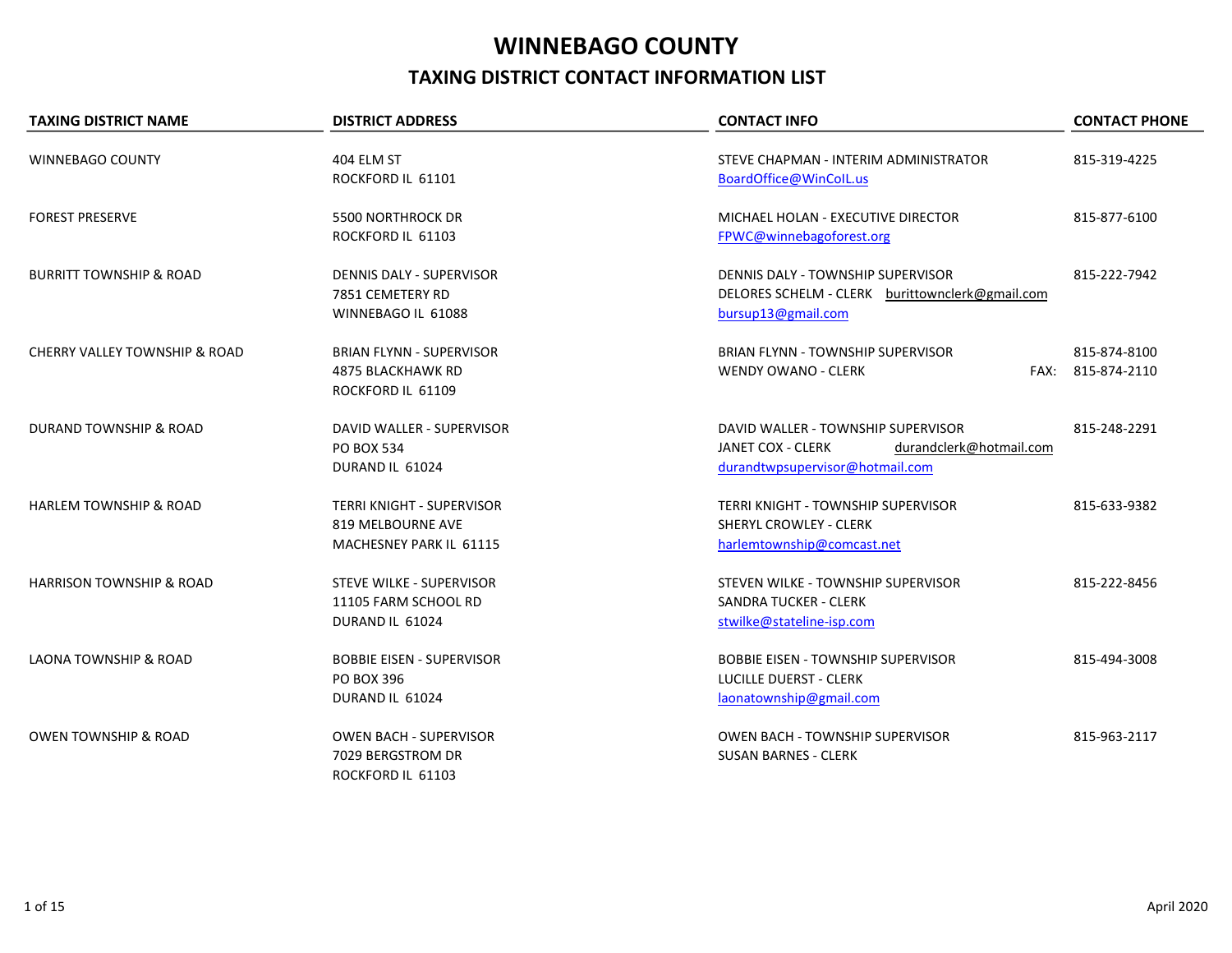# WINNEBAGO COUNTY

## TAXING DISTRICT CONTACT INFORMATION LIST

| TAXING DISTRICT NAME | DISTRICT ADDRESS | CONTACT INFO | CONTACT PHONE |
|---|---|---|---|
| WINNEBAGO COUNTY | 404 ELM ST<br>ROCKFORD IL 61101 | STEVE CHAPMAN - INTERIM ADMINISTRATOR<br>BoardOffice@WinCoIL.us | 815-319-4225 |
| FOREST PRESERVE | 5500 NORTHROCK DR<br>ROCKFORD IL 61103 | MICHAEL HOLAN - EXECUTIVE DIRECTOR<br>FPWC@winnebagoforest.org | 815-877-6100 |
| BURRITT TOWNSHIP & ROAD | DENNIS DALY - SUPERVISOR<br>7851 CEMETERY RD<br>WINNEBAGO IL 61088 | DENNIS DALY - TOWNSHIP SUPERVISOR<br>DELORES SCHELM - CLERK burittownclerk@gmail.com<br>bursup13@gmail.com | 815-222-7942 |
| CHERRY VALLEY TOWNSHIP & ROAD | BRIAN FLYNN - SUPERVISOR<br>4875 BLACKHAWK RD<br>ROCKFORD IL 61109 | BRIAN FLYNN - TOWNSHIP SUPERVISOR<br>WENDY OWANO - CLERK | 815-874-8100<br>FAX: 815-874-2110 |
| DURAND TOWNSHIP & ROAD | DAVID WALLER - SUPERVISOR<br>PO BOX 534<br>DURAND IL 61024 | DAVID WALLER - TOWNSHIP SUPERVISOR<br>JANET COX - CLERK durandclerk@hotmail.com<br>durandtwpsupervisor@hotmail.com | 815-248-2291 |
| HARLEM TOWNSHIP & ROAD | TERRI KNIGHT - SUPERVISOR<br>819 MELBOURNE AVE<br>MACHESNEY PARK IL 61115 | TERRI KNIGHT - TOWNSHIP SUPERVISOR<br>SHERYL CROWLEY - CLERK<br>harlemtownship@comcast.net | 815-633-9382 |
| HARRISON TOWNSHIP & ROAD | STEVE WILKE - SUPERVISOR<br>11105 FARM SCHOOL RD<br>DURAND IL 61024 | STEVEN WILKE - TOWNSHIP SUPERVISOR<br>SANDRA TUCKER - CLERK<br>stwilke@stateline-isp.com | 815-222-8456 |
| LAONA TOWNSHIP & ROAD | BOBBIE EISEN - SUPERVISOR<br>PO BOX 396<br>DURAND IL 61024 | BOBBIE EISEN - TOWNSHIP SUPERVISOR<br>LUCILLE DUERST - CLERK<br>laonatownship@gmail.com | 815-494-3008 |
| OWEN TOWNSHIP & ROAD | OWEN BACH - SUPERVISOR<br>7029 BERGSTROM DR<br>ROCKFORD IL 61103 | OWEN BACH - TOWNSHIP SUPERVISOR<br>SUSAN BARNES - CLERK | 815-963-2117 |

April 2020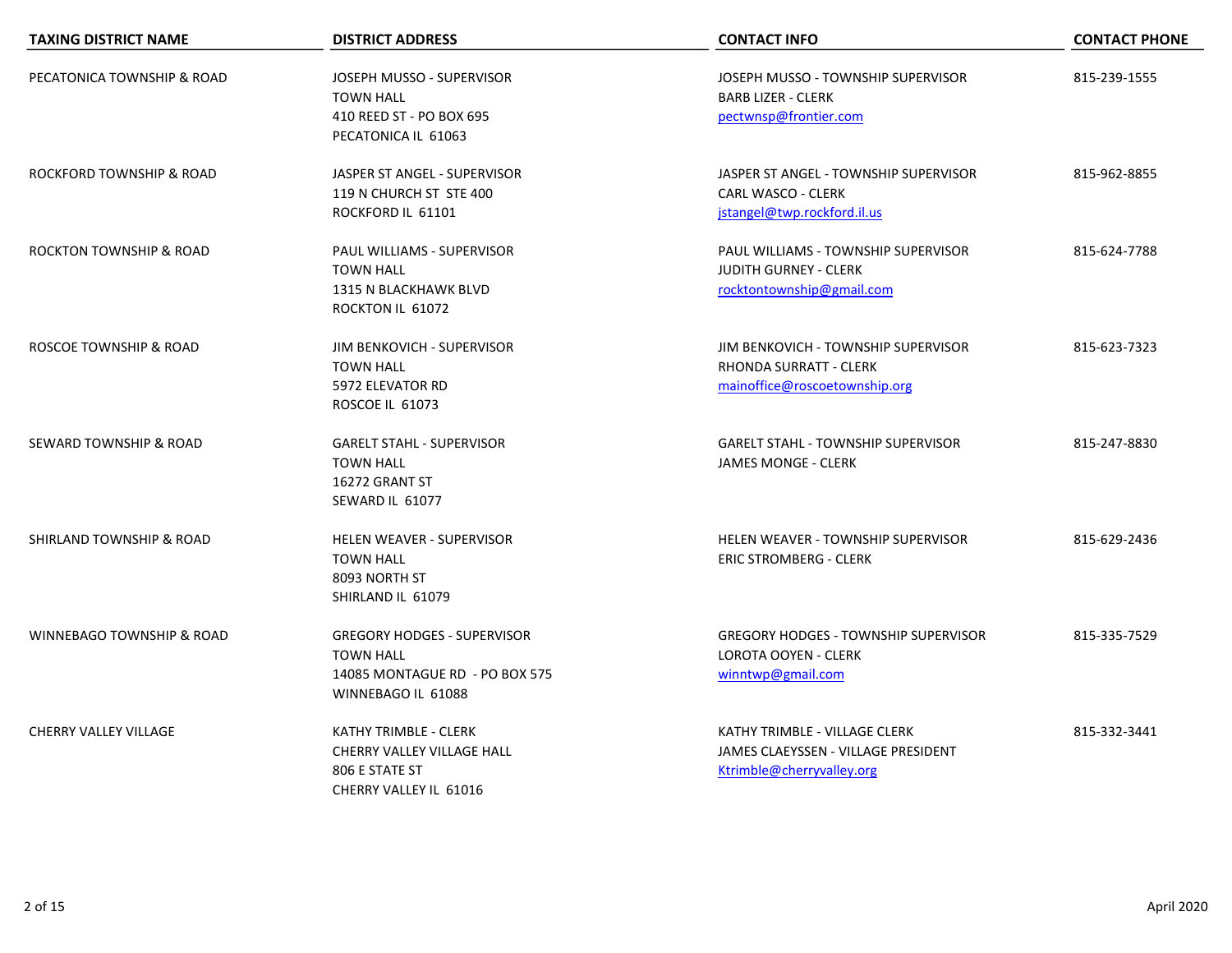| TAXING DISTRICT NAME | DISTRICT ADDRESS | CONTACT INFO | CONTACT PHONE |
|---|---|---|---|
| PECATONICA TOWNSHIP & ROAD | JOSEPH MUSSO - SUPERVISOR<br>TOWN HALL<br>410 REED ST - PO BOX 695<br>PECATONICA IL 61063 | JOSEPH MUSSO - TOWNSHIP SUPERVISOR<br>BARB LIZER - CLERK<br>pectwnsp@frontier.com | 815-239-1555 |
| ROCKFORD TOWNSHIP & ROAD | JASPER ST ANGEL - SUPERVISOR<br>119 N CHURCH ST STE 400<br>ROCKFORD IL 61101 | JASPER ST ANGEL - TOWNSHIP SUPERVISOR<br>CARL WASCO - CLERK<br>jstangel@twp.rockford.il.us | 815-962-8855 |
| ROCKTON TOWNSHIP & ROAD | PAUL WILLIAMS - SUPERVISOR<br>TOWN HALL<br>1315 N BLACKHAWK BLVD<br>ROCKTON IL 61072 | PAUL WILLIAMS - TOWNSHIP SUPERVISOR<br>JUDITH GURNEY - CLERK<br>rocktontownship@gmail.com | 815-624-7788 |
| ROSCOE TOWNSHIP & ROAD | JIM BENKOVICH - SUPERVISOR<br>TOWN HALL<br>5972 ELEVATOR RD<br>ROSCOE IL 61073 | JIM BENKOVICH - TOWNSHIP SUPERVISOR<br>RHONDA SURRATT - CLERK<br>mainoffice@roscoetownship.org | 815-623-7323 |
| SEWARD TOWNSHIP & ROAD | GARELT STAHL - SUPERVISOR<br>TOWN HALL<br>16272 GRANT ST<br>SEWARD IL 61077 | GARELT STAHL - TOWNSHIP SUPERVISOR<br>JAMES MONGE - CLERK | 815-247-8830 |
| SHIRLAND TOWNSHIP & ROAD | HELEN WEAVER - SUPERVISOR<br>TOWN HALL<br>8093 NORTH ST<br>SHIRLAND IL 61079 | HELEN WEAVER - TOWNSHIP SUPERVISOR<br>ERIC STROMBERG - CLERK | 815-629-2436 |
| WINNEBAGO TOWNSHIP & ROAD | GREGORY HODGES - SUPERVISOR<br>TOWN HALL<br>14085 MONTAGUE RD - PO BOX 575<br>WINNEBAGO IL 61088 | GREGORY HODGES - TOWNSHIP SUPERVISOR<br>LOROTA OOYEN - CLERK<br>winntwp@gmail.com | 815-335-7529 |
| CHERRY VALLEY VILLAGE | KATHY TRIMBLE - CLERK<br>CHERRY VALLEY VILLAGE HALL<br>806 E STATE ST<br>CHERRY VALLEY IL 61016 | KATHY TRIMBLE - VILLAGE CLERK<br>JAMES CLAEYSSEN - VILLAGE PRESIDENT<br>Ktrimble@cherryvalley.org | 815-332-3441 |

April 2020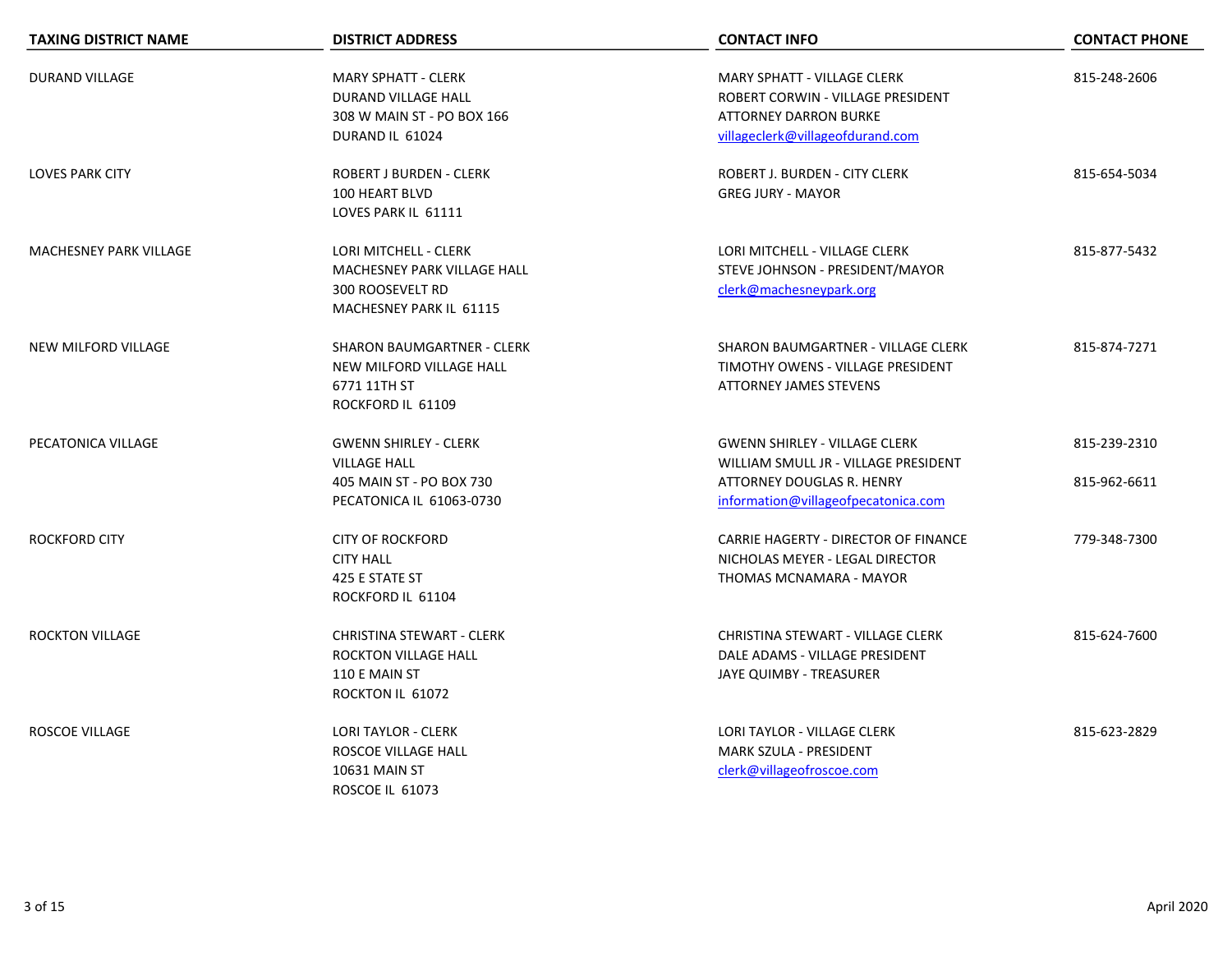| TAXING DISTRICT NAME | DISTRICT ADDRESS | CONTACT INFO | CONTACT PHONE |
|---|---|---|---|
| DURAND VILLAGE | MARY SPHATT - CLERK<br>DURAND VILLAGE HALL<br>308 W MAIN ST - PO BOX 166<br>DURAND IL 61024 | MARY SPHATT - VILLAGE CLERK<br>ROBERT CORWIN - VILLAGE PRESIDENT<br>ATTORNEY DARRON BURKE<br>villageclerk@villageofdurand.com | 815-248-2606 |
| LOVES PARK CITY | ROBERT J BURDEN - CLERK<br>100 HEART BLVD<br>LOVES PARK IL 61111 | ROBERT J. BURDEN - CITY CLERK<br>GREG JURY - MAYOR | 815-654-5034 |
| MACHESNEY PARK VILLAGE | LORI MITCHELL - CLERK<br>MACHESNEY PARK VILLAGE HALL<br>300 ROOSEVELT RD<br>MACHESNEY PARK IL 61115 | LORI MITCHELL - VILLAGE CLERK<br>STEVE JOHNSON - PRESIDENT/MAYOR<br>clerk@machesneypark.org | 815-877-5432 |
| NEW MILFORD VILLAGE | SHARON BAUMGARTNER - CLERK<br>NEW MILFORD VILLAGE HALL<br>6771 11TH ST<br>ROCKFORD IL 61109 | SHARON BAUMGARTNER - VILLAGE CLERK<br>TIMOTHY OWENS - VILLAGE PRESIDENT<br>ATTORNEY JAMES STEVENS | 815-874-7271 |
| PECATONICA VILLAGE | GWENN SHIRLEY - CLERK<br>VILLAGE HALL<br>405 MAIN ST - PO BOX 730<br>PECATONICA IL 61063-0730 | GWENN SHIRLEY - VILLAGE CLERK<br>WILLIAM SMULL JR - VILLAGE PRESIDENT<br>ATTORNEY DOUGLAS R. HENRY<br>information@villageofpecatonica.com | 815-239-2310<br><br>815-962-6611 |
| ROCKFORD CITY | CITY OF ROCKFORD<br>CITY HALL<br>425 E STATE ST<br>ROCKFORD IL 61104 | CARRIE HAGERTY - DIRECTOR OF FINANCE<br>NICHOLAS MEYER - LEGAL DIRECTOR<br>THOMAS MCNAMARA - MAYOR | 779-348-7300 |
| ROCKTON VILLAGE | CHRISTINA STEWART - CLERK<br>ROCKTON VILLAGE HALL<br>110 E MAIN ST<br>ROCKTON IL 61072 | CHRISTINA STEWART - VILLAGE CLERK<br>DALE ADAMS - VILLAGE PRESIDENT<br>JAYE QUIMBY - TREASURER | 815-624-7600 |
| ROSCOE VILLAGE | LORI TAYLOR - CLERK<br>ROSCOE VILLAGE HALL<br>10631 MAIN ST<br>ROSCOE IL 61073 | LORI TAYLOR - VILLAGE CLERK<br>MARK SZULA - PRESIDENT<br>clerk@villageofroscoe.com | 815-623-2829 |

April 2020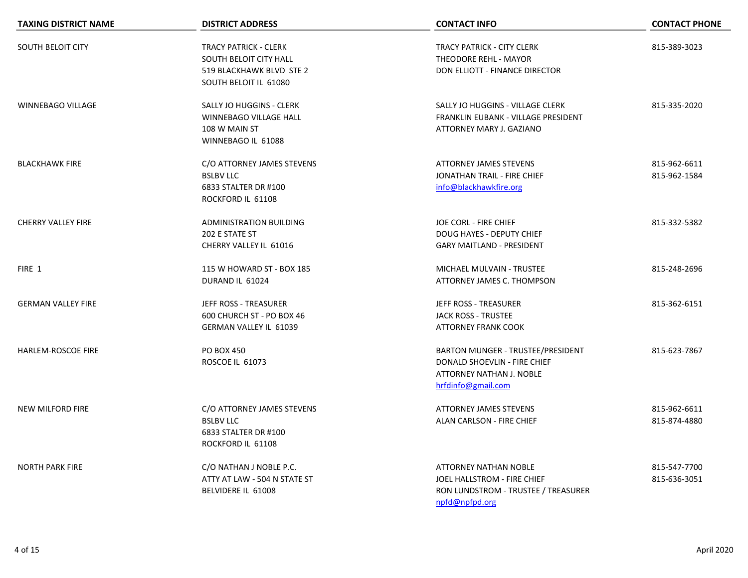| TAXING DISTRICT NAME | DISTRICT ADDRESS | CONTACT INFO | CONTACT PHONE |
|---|---|---|---|
| SOUTH BELOIT CITY | TRACY PATRICK - CLERK<br>SOUTH BELOIT CITY HALL<br>519 BLACKHAWK BLVD STE 2<br>SOUTH BELOIT IL 61080 | TRACY PATRICK - CITY CLERK<br>THEODORE REHL - MAYOR<br>DON ELLIOTT - FINANCE DIRECTOR | 815-389-3023 |
| WINNEBAGO VILLAGE | SALLY JO HUGGINS - CLERK<br>WINNEBAGO VILLAGE HALL<br>108 W MAIN ST<br>WINNEBAGO IL 61088 | SALLY JO HUGGINS - VILLAGE CLERK<br>FRANKLIN EUBANK - VILLAGE PRESIDENT<br>ATTORNEY MARY J. GAZIANO | 815-335-2020 |
| BLACKHAWK FIRE | C/O ATTORNEY JAMES STEVENS<br>BSLBV LLC<br>6833 STALTER DR #100<br>ROCKFORD IL 61108 | ATTORNEY JAMES STEVENS<br>JONATHAN TRAIL - FIRE CHIEF<br>info@blackhawkfire.org | 815-962-6611<br>815-962-1584 |
| CHERRY VALLEY FIRE | ADMINISTRATION BUILDING<br>202 E STATE ST<br>CHERRY VALLEY IL 61016 | JOE CORL - FIRE CHIEF<br>DOUG HAYES - DEPUTY CHIEF<br>GARY MAITLAND - PRESIDENT | 815-332-5382 |
| FIRE 1 | 115 W HOWARD ST - BOX 185<br>DURAND IL 61024 | MICHAEL MULVAIN - TRUSTEE<br>ATTORNEY JAMES C. THOMPSON | 815-248-2696 |
| GERMAN VALLEY FIRE | JEFF ROSS - TREASURER<br>600 CHURCH ST - PO BOX 46<br>GERMAN VALLEY IL 61039 | JEFF ROSS - TREASURER<br>JACK ROSS - TRUSTEE<br>ATTORNEY FRANK COOK | 815-362-6151 |
| HARLEM-ROSCOE FIRE | PO BOX 450<br>ROSCOE IL 61073 | BARTON MUNGER - TRUSTEE/PRESIDENT<br>DONALD SHOEVLIN - FIRE CHIEF<br>ATTORNEY NATHAN J. NOBLE<br>hrfdinfo@gmail.com | 815-623-7867 |
| NEW MILFORD FIRE | C/O ATTORNEY JAMES STEVENS<br>BSLBV LLC<br>6833 STALTER DR #100<br>ROCKFORD IL 61108 | ATTORNEY JAMES STEVENS<br>ALAN CARLSON - FIRE CHIEF | 815-962-6611<br>815-874-4880 |
| NORTH PARK FIRE | C/O NATHAN J NOBLE P.C.<br>ATTY AT LAW - 504 N STATE ST<br>BELVIDERE IL 61008 | ATTORNEY NATHAN NOBLE<br>JOEL HALLSTROM - FIRE CHIEF<br>RON LUNDSTROM - TRUSTEE / TREASURER<br>npfd@npfpd.org | 815-547-7700<br>815-636-3051 |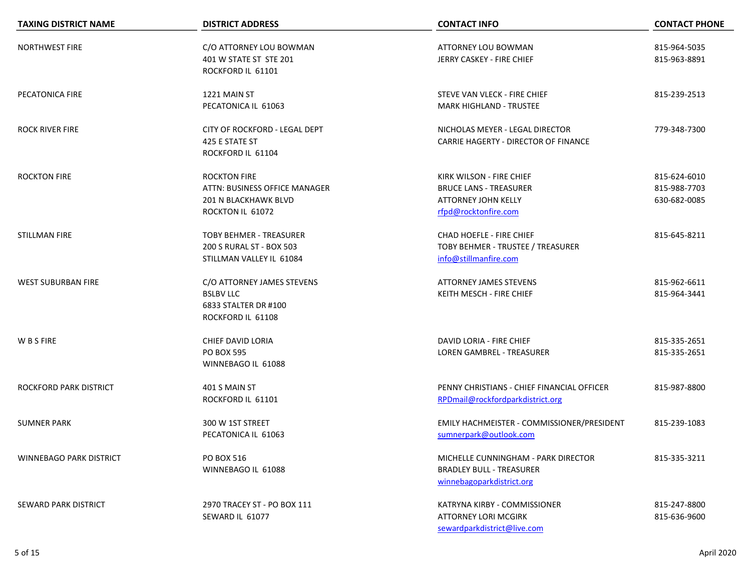| TAXING DISTRICT NAME | DISTRICT ADDRESS | CONTACT INFO | CONTACT PHONE |
|---|---|---|---|
| NORTHWEST FIRE | C/O ATTORNEY LOU BOWMAN<br>401 W STATE ST STE 201<br>ROCKFORD IL 61101 | ATTORNEY LOU BOWMAN<br>JERRY CASKEY - FIRE CHIEF | 815-964-5035<br>815-963-8891 |
| PECATONICA FIRE | 1221 MAIN ST<br>PECATONICA IL 61063 | STEVE VAN VLECK - FIRE CHIEF<br>MARK HIGHLAND - TRUSTEE | 815-239-2513 |
| ROCK RIVER FIRE | CITY OF ROCKFORD - LEGAL DEPT<br>425 E STATE ST<br>ROCKFORD IL 61104 | NICHOLAS MEYER - LEGAL DIRECTOR<br>CARRIE HAGERTY - DIRECTOR OF FINANCE | 779-348-7300 |
| ROCKTON FIRE | ROCKTON FIRE<br>ATTN: BUSINESS OFFICE MANAGER<br>201 N BLACKHAWK BLVD<br>ROCKTON IL 61072 | KIRK WILSON - FIRE CHIEF<br>BRUCE LANS - TREASURER<br>ATTORNEY JOHN KELLY<br>rfpd@rocktonfire.com | 815-624-6010<br>815-988-7703<br>630-682-0085 |
| STILLMAN FIRE | TOBY BEHMER - TREASURER<br>200 S RURAL ST - BOX 503<br>STILLMAN VALLEY IL 61084 | CHAD HOEFLE - FIRE CHIEF<br>TOBY BEHMER - TRUSTEE / TREASURER<br>info@stillmanfire.com | 815-645-8211 |
| WEST SUBURBAN FIRE | C/O ATTORNEY JAMES STEVENS<br>BSLBV LLC<br>6833 STALTER DR #100<br>ROCKFORD IL 61108 | ATTORNEY JAMES STEVENS<br>KEITH MESCH - FIRE CHIEF | 815-962-6611<br>815-964-3441 |
| W B S FIRE | CHIEF DAVID LORIA<br>PO BOX 595<br>WINNEBAGO IL 61088 | DAVID LORIA - FIRE CHIEF<br>LOREN GAMBREL - TREASURER | 815-335-2651<br>815-335-2651 |
| ROCKFORD PARK DISTRICT | 401 S MAIN ST<br>ROCKFORD IL 61101 | PENNY CHRISTIANS - CHIEF FINANCIAL OFFICER<br>RPDmail@rockfordparkdistrict.org | 815-987-8800 |
| SUMNER PARK | 300 W 1ST STREET<br>PECATONICA IL 61063 | EMILY HACHMEISTER - COMMISSIONER/PRESIDENT<br>sumnerpark@outlook.com | 815-239-1083 |
| WINNEBAGO PARK DISTRICT | PO BOX 516<br>WINNEBAGO IL 61088 | MICHELLE CUNNINGHAM - PARK DIRECTOR<br>BRADLEY BULL - TREASURER<br>winnebagoparkdistrict.org | 815-335-3211 |
| SEWARD PARK DISTRICT | 2970 TRACEY ST - PO BOX 111<br>SEWARD IL 61077 | KATRYNA KIRBY - COMMISSIONER<br>ATTORNEY LORI MCGIRK<br>sewardparkdistrict@live.com | 815-247-8800<br>815-636-9600 |

April 2020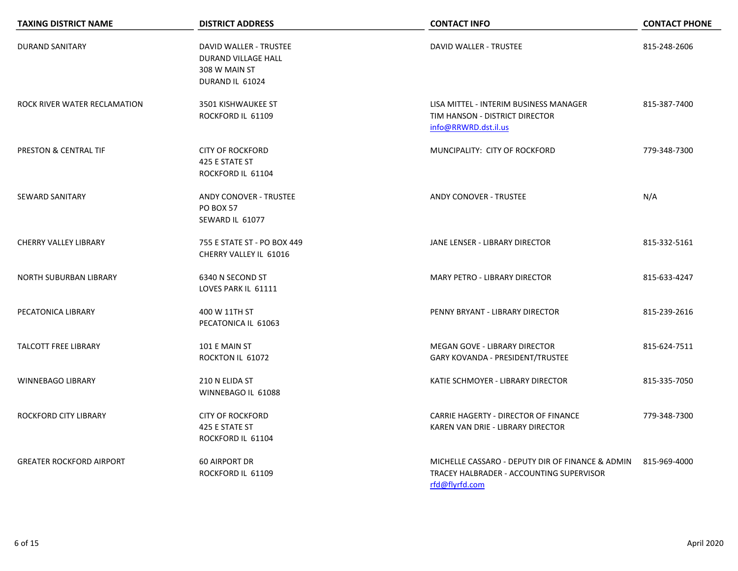| TAXING DISTRICT NAME | DISTRICT ADDRESS | CONTACT INFO | CONTACT PHONE |
|---|---|---|---|
| DURAND SANITARY | DAVID WALLER - TRUSTEE<br>DURAND VILLAGE HALL<br>308 W MAIN ST<br>DURAND IL 61024 | DAVID WALLER - TRUSTEE | 815-248-2606 |
| ROCK RIVER WATER RECLAMATION | 3501 KISHWAUKEE ST<br>ROCKFORD IL 61109 | LISA MITTEL - INTERIM BUSINESS MANAGER<br>TIM HANSON - DISTRICT DIRECTOR<br>info@RRWRD.dst.il.us | 815-387-7400 |
| PRESTON & CENTRAL TIF | CITY OF ROCKFORD<br>425 E STATE ST<br>ROCKFORD IL 61104 | MUNCIPALITY: CITY OF ROCKFORD | 779-348-7300 |
| SEWARD SANITARY | ANDY CONOVER - TRUSTEE<br>PO BOX 57<br>SEWARD IL 61077 | ANDY CONOVER - TRUSTEE | N/A |
| CHERRY VALLEY LIBRARY | 755 E STATE ST - PO BOX 449<br>CHERRY VALLEY IL 61016 | JANE LENSER - LIBRARY DIRECTOR | 815-332-5161 |
| NORTH SUBURBAN LIBRARY | 6340 N SECOND ST<br>LOVES PARK IL 61111 | MARY PETRO - LIBRARY DIRECTOR | 815-633-4247 |
| PECATONICA LIBRARY | 400 W 11TH ST<br>PECATONICA IL 61063 | PENNY BRYANT - LIBRARY DIRECTOR | 815-239-2616 |
| TALCOTT FREE LIBRARY | 101 E MAIN ST<br>ROCKTON IL 61072 | MEGAN GOVE - LIBRARY DIRECTOR<br>GARY KOVANDA - PRESIDENT/TRUSTEE | 815-624-7511 |
| WINNEBAGO LIBRARY | 210 N ELIDA ST<br>WINNEBAGO IL 61088 | KATIE SCHMOYER - LIBRARY DIRECTOR | 815-335-7050 |
| ROCKFORD CITY LIBRARY | CITY OF ROCKFORD<br>425 E STATE ST<br>ROCKFORD IL 61104 | CARRIE HAGERTY - DIRECTOR OF FINANCE<br>KAREN VAN DRIE - LIBRARY DIRECTOR | 779-348-7300 |
| GREATER ROCKFORD AIRPORT | 60 AIRPORT DR<br>ROCKFORD IL 61109 | MICHELLE CASSARO - DEPUTY DIR OF FINANCE & ADMIN<br>TRACEY HALBRADER - ACCOUNTING SUPERVISOR<br>rfd@flyrfd.com | 815-969-4000 |

April 2020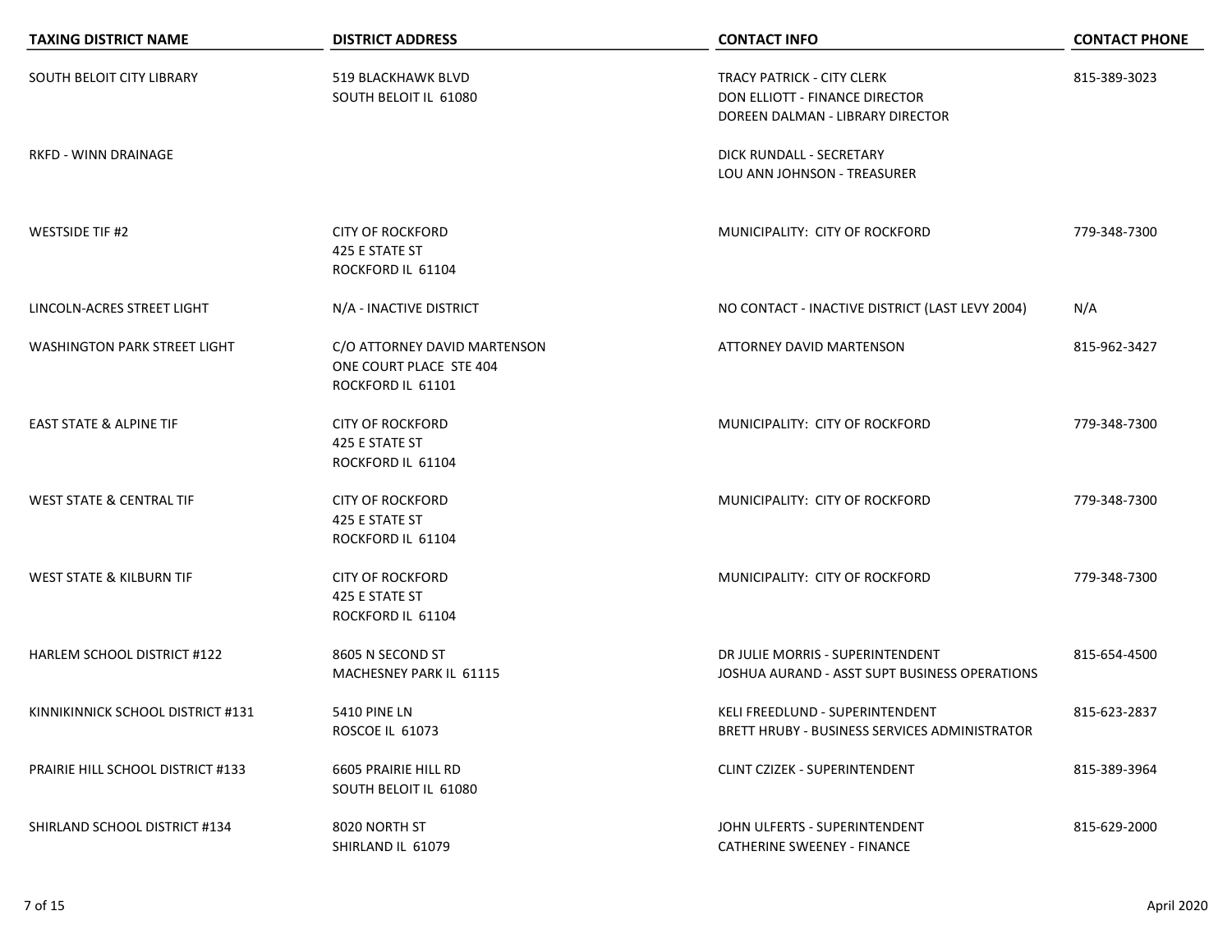| TAXING DISTRICT NAME | DISTRICT ADDRESS | CONTACT INFO | CONTACT PHONE |
| --- | --- | --- | --- |
| SOUTH BELOIT CITY LIBRARY | 519 BLACKHAWK BLVD<br>SOUTH BELOIT IL 61080 | TRACY PATRICK - CITY CLERK<br>DON ELLIOTT - FINANCE DIRECTOR<br>DOREEN DALMAN - LIBRARY DIRECTOR | 815-389-3023 |
| RKFD - WINN DRAINAGE | | DICK RUNDALL - SECRETARY<br>LOU ANN JOHNSON - TREASURER | |
| WESTSIDE TIF #2 | CITY OF ROCKFORD<br>425 E STATE ST<br>ROCKFORD IL 61104 | MUNICIPALITY: CITY OF ROCKFORD | 779-348-7300 |
| LINCOLN-ACRES STREET LIGHT | N/A - INACTIVE DISTRICT | NO CONTACT - INACTIVE DISTRICT (LAST LEVY 2004) | N/A |
| WASHINGTON PARK STREET LIGHT | C/O ATTORNEY DAVID MARTENSON<br>ONE COURT PLACE STE 404<br>ROCKFORD IL 61101 | ATTORNEY DAVID MARTENSON | 815-962-3427 |
| EAST STATE & ALPINE TIF | CITY OF ROCKFORD<br>425 E STATE ST<br>ROCKFORD IL 61104 | MUNICIPALITY: CITY OF ROCKFORD | 779-348-7300 |
| WEST STATE & CENTRAL TIF | CITY OF ROCKFORD<br>425 E STATE ST<br>ROCKFORD IL 61104 | MUNICIPALITY: CITY OF ROCKFORD | 779-348-7300 |
| WEST STATE & KILBURN TIF | CITY OF ROCKFORD<br>425 E STATE ST<br>ROCKFORD IL 61104 | MUNICIPALITY: CITY OF ROCKFORD | 779-348-7300 |
| HARLEM SCHOOL DISTRICT #122 | 8605 N SECOND ST<br>MACHESNEY PARK IL 61115 | DR JULIE MORRIS - SUPERINTENDENT<br>JOSHUA AURAND - ASST SUPT BUSINESS OPERATIONS | 815-654-4500 |
| KINNIKINNICK SCHOOL DISTRICT #131 | 5410 PINE LN<br>ROSCOE IL 61073 | KELI FREEDLUND - SUPERINTENDENT<br>BRETT HRUBY - BUSINESS SERVICES ADMINISTRATOR | 815-623-2837 |
| PRAIRIE HILL SCHOOL DISTRICT #133 | 6605 PRAIRIE HILL RD<br>SOUTH BELOIT IL 61080 | CLINT CZIZEK - SUPERINTENDENT | 815-389-3964 |
| SHIRLAND SCHOOL DISTRICT #134 | 8020 NORTH ST<br>SHIRLAND IL 61079 | JOHN ULFERTS - SUPERINTENDENT<br>CATHERINE SWEENEY - FINANCE | 815-629-2000 |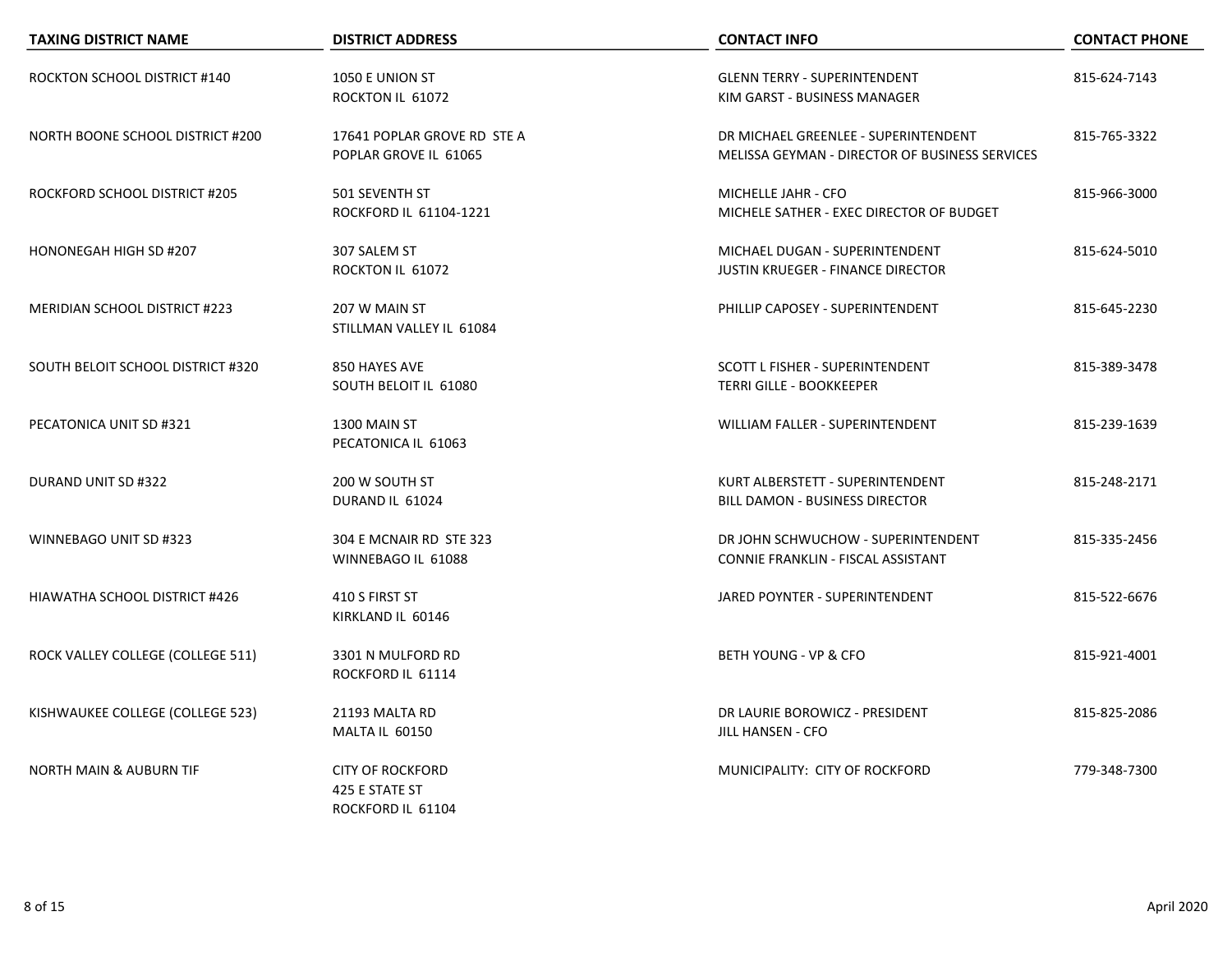| TAXING DISTRICT NAME | DISTRICT ADDRESS | CONTACT INFO | CONTACT PHONE |
| --- | --- | --- | --- |
| ROCKTON SCHOOL DISTRICT #140 | 1050 E UNION ST<br>ROCKTON IL 61072 | GLENN TERRY - SUPERINTENDENT<br>KIM GARST - BUSINESS MANAGER | 815-624-7143 |
| NORTH BOONE SCHOOL DISTRICT #200 | 17641 POPLAR GROVE RD STE A<br>POPLAR GROVE IL 61065 | DR MICHAEL GREENLEE - SUPERINTENDENT<br>MELISSA GEYMAN - DIRECTOR OF BUSINESS SERVICES | 815-765-3322 |
| ROCKFORD SCHOOL DISTRICT #205 | 501 SEVENTH ST<br>ROCKFORD IL 61104-1221 | MICHELLE JAHR - CFO<br>MICHELE SATHER - EXEC DIRECTOR OF BUDGET | 815-966-3000 |
| HONONEGAH HIGH SD #207 | 307 SALEM ST<br>ROCKTON IL 61072 | MICHAEL DUGAN - SUPERINTENDENT<br>JUSTIN KRUEGER - FINANCE DIRECTOR | 815-624-5010 |
| MERIDIAN SCHOOL DISTRICT #223 | 207 W MAIN ST<br>STILLMAN VALLEY IL 61084 | PHILLIP CAPOSEY - SUPERINTENDENT | 815-645-2230 |
| SOUTH BELOIT SCHOOL DISTRICT #320 | 850 HAYES AVE<br>SOUTH BELOIT IL 61080 | SCOTT L FISHER - SUPERINTENDENT<br>TERRI GILLE - BOOKKEEPER | 815-389-3478 |
| PECATONICA UNIT SD #321 | 1300 MAIN ST<br>PECATONICA IL 61063 | WILLIAM FALLER - SUPERINTENDENT | 815-239-1639 |
| DURAND UNIT SD #322 | 200 W SOUTH ST<br>DURAND IL 61024 | KURT ALBERSTETT - SUPERINTENDENT<br>BILL DAMON - BUSINESS DIRECTOR | 815-248-2171 |
| WINNEBAGO UNIT SD #323 | 304 E MCNAIR RD STE 323<br>WINNEBAGO IL 61088 | DR JOHN SCHWUCHOW - SUPERINTENDENT<br>CONNIE FRANKLIN - FISCAL ASSISTANT | 815-335-2456 |
| HIAWATHA SCHOOL DISTRICT #426 | 410 S FIRST ST<br>KIRKLAND IL 60146 | JARED POYNTER - SUPERINTENDENT | 815-522-6676 |
| ROCK VALLEY COLLEGE (COLLEGE 511) | 3301 N MULFORD RD<br>ROCKFORD IL 61114 | BETH YOUNG - VP & CFO | 815-921-4001 |
| KISHWAUKEE COLLEGE (COLLEGE 523) | 21193 MALTA RD<br>MALTA IL 60150 | DR LAURIE BOROWICZ - PRESIDENT<br>JILL HANSEN - CFO | 815-825-2086 |
| NORTH MAIN & AUBURN TIF | CITY OF ROCKFORD<br>425 E STATE ST<br>ROCKFORD IL 61104 | MUNICIPALITY: CITY OF ROCKFORD | 779-348-7300 |

April 2020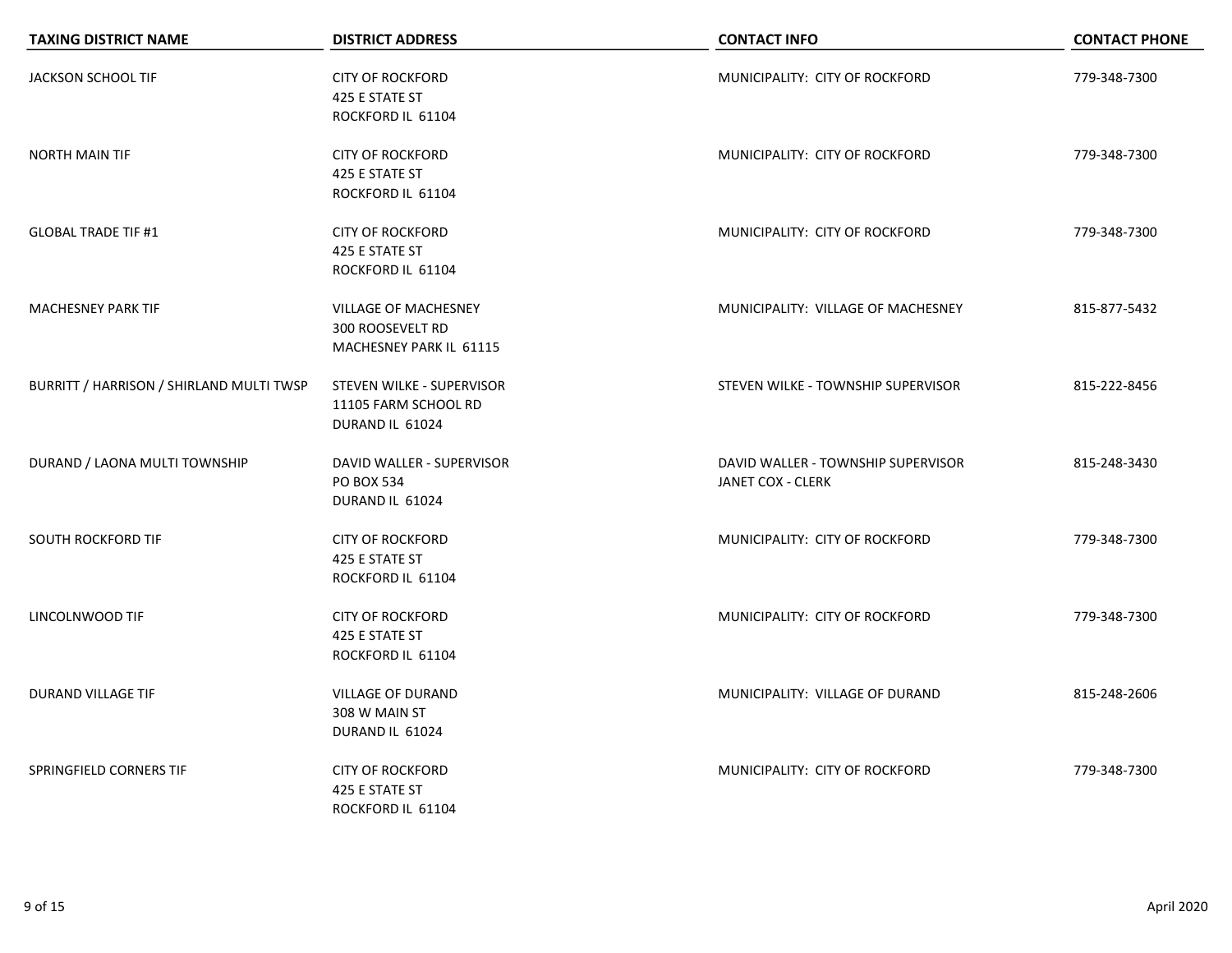| TAXING DISTRICT NAME | DISTRICT ADDRESS | CONTACT INFO | CONTACT PHONE |
|---|---|---|---|
| JACKSON SCHOOL TIF | CITY OF ROCKFORD<br>425 E STATE ST<br>ROCKFORD IL 61104 | MUNICIPALITY: CITY OF ROCKFORD | 779-348-7300 |
| NORTH MAIN TIF | CITY OF ROCKFORD<br>425 E STATE ST<br>ROCKFORD IL 61104 | MUNICIPALITY: CITY OF ROCKFORD | 779-348-7300 |
| GLOBAL TRADE TIF #1 | CITY OF ROCKFORD<br>425 E STATE ST<br>ROCKFORD IL 61104 | MUNICIPALITY: CITY OF ROCKFORD | 779-348-7300 |
| MACHESNEY PARK TIF | VILLAGE OF MACHESNEY<br>300 ROOSEVELT RD<br>MACHESNEY PARK IL 61115 | MUNICIPALITY: VILLAGE OF MACHESNEY | 815-877-5432 |
| BURRITT / HARRISON / SHIRLAND MULTI TWSP | STEVEN WILKE - SUPERVISOR<br>11105 FARM SCHOOL RD<br>DURAND IL 61024 | STEVEN WILKE - TOWNSHIP SUPERVISOR | 815-222-8456 |
| DURAND / LAONA MULTI TOWNSHIP | DAVID WALLER - SUPERVISOR<br>PO BOX 534<br>DURAND IL 61024 | DAVID WALLER - TOWNSHIP SUPERVISOR<br>JANET COX - CLERK | 815-248-3430 |
| SOUTH ROCKFORD TIF | CITY OF ROCKFORD<br>425 E STATE ST<br>ROCKFORD IL 61104 | MUNICIPALITY: CITY OF ROCKFORD | 779-348-7300 |
| LINCOLNWOOD TIF | CITY OF ROCKFORD<br>425 E STATE ST<br>ROCKFORD IL 61104 | MUNICIPALITY: CITY OF ROCKFORD | 779-348-7300 |
| DURAND VILLAGE TIF | VILLAGE OF DURAND<br>308 W MAIN ST<br>DURAND IL 61024 | MUNICIPALITY: VILLAGE OF DURAND | 815-248-2606 |
| SPRINGFIELD CORNERS TIF | CITY OF ROCKFORD<br>425 E STATE ST<br>ROCKFORD IL 61104 | MUNICIPALITY: CITY OF ROCKFORD | 779-348-7300 |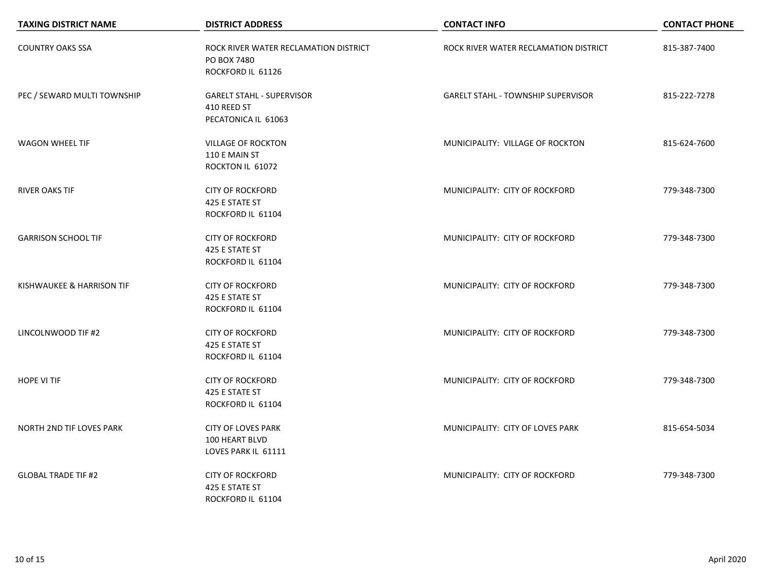| TAXING DISTRICT NAME | DISTRICT ADDRESS | CONTACT INFO | CONTACT PHONE |
|---|---|---|---|
| COUNTRY OAKS SSA | ROCK RIVER WATER RECLAMATION DISTRICT<br>PO BOX 7480<br>ROCKFORD IL 61126 | ROCK RIVER WATER RECLAMATION DISTRICT | 815-387-7400 |
| PEC / SEWARD MULTI TOWNSHIP | GARELT STAHL - SUPERVISOR<br>410 REED ST<br>PECATONICA IL 61063 | GARELT STAHL - TOWNSHIP SUPERVISOR | 815-222-7278 |
| WAGON WHEEL TIF | VILLAGE OF ROCKTON<br>110 E MAIN ST<br>ROCKTON IL 61072 | MUNICIPALITY: VILLAGE OF ROCKTON | 815-624-7600 |
| RIVER OAKS TIF | CITY OF ROCKFORD<br>425 E STATE ST<br>ROCKFORD IL 61104 | MUNICIPALITY: CITY OF ROCKFORD | 779-348-7300 |
| GARRISON SCHOOL TIF | CITY OF ROCKFORD<br>425 E STATE ST<br>ROCKFORD IL 61104 | MUNICIPALITY: CITY OF ROCKFORD | 779-348-7300 |
| KISHWAUKEE & HARRISON TIF | CITY OF ROCKFORD<br>425 E STATE ST<br>ROCKFORD IL 61104 | MUNICIPALITY: CITY OF ROCKFORD | 779-348-7300 |
| LINCOLNWOOD TIF #2 | CITY OF ROCKFORD<br>425 E STATE ST<br>ROCKFORD IL 61104 | MUNICIPALITY: CITY OF ROCKFORD | 779-348-7300 |
| HOPE VI TIF | CITY OF ROCKFORD<br>425 E STATE ST<br>ROCKFORD IL 61104 | MUNICIPALITY: CITY OF ROCKFORD | 779-348-7300 |
| NORTH 2ND TIF LOVES PARK | CITY OF LOVES PARK<br>100 HEART BLVD<br>LOVES PARK IL 61111 | MUNICIPALITY: CITY OF LOVES PARK | 815-654-5034 |
| GLOBAL TRADE TIF #2 | CITY OF ROCKFORD<br>425 E STATE ST<br>ROCKFORD IL 61104 | MUNICIPALITY: CITY OF ROCKFORD | 779-348-7300 |

April 2020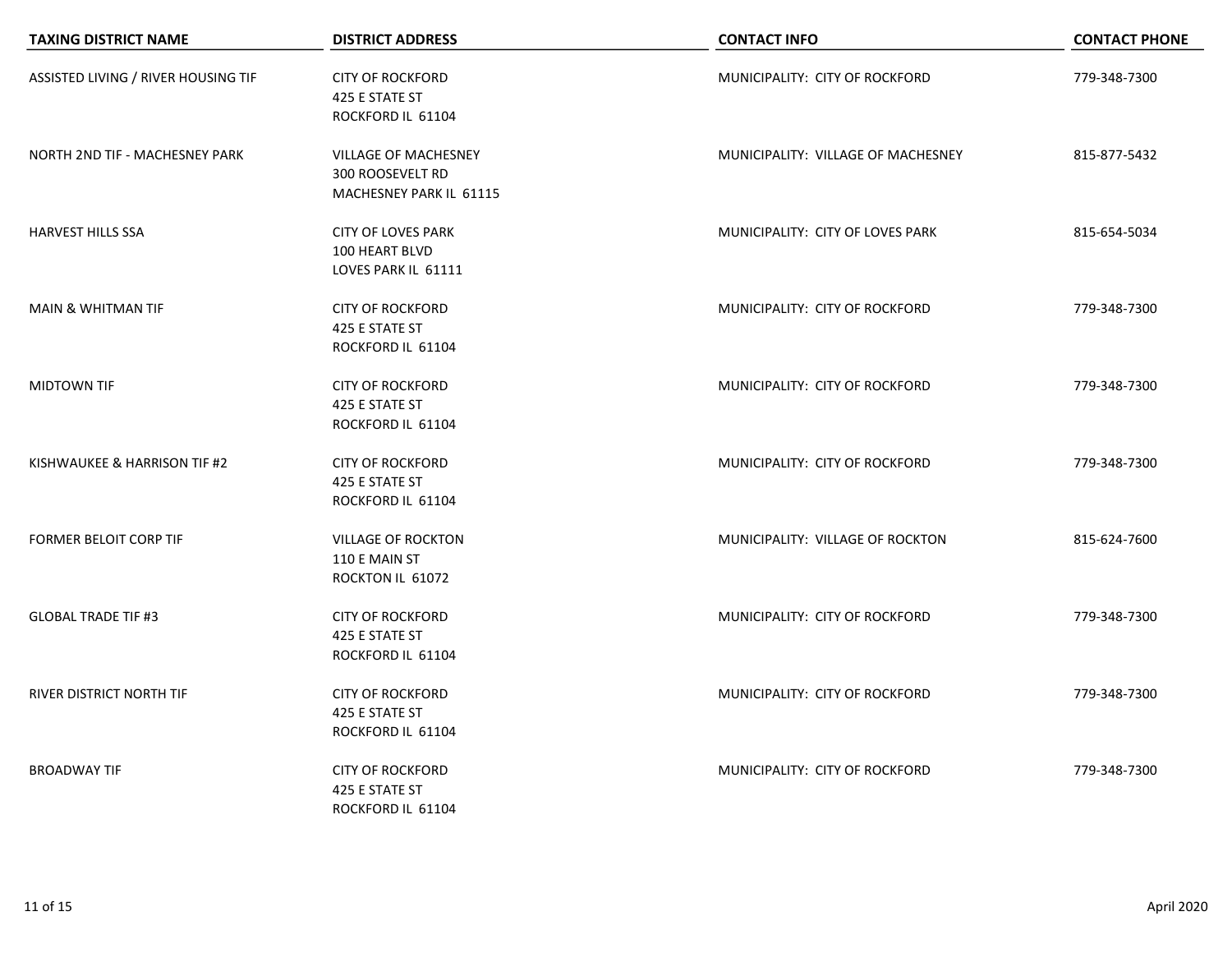| TAXING DISTRICT NAME | DISTRICT ADDRESS | CONTACT INFO | CONTACT PHONE |
|---|---|---|---|
| ASSISTED LIVING / RIVER HOUSING TIF | CITY OF ROCKFORD<br>425 E STATE ST<br>ROCKFORD IL 61104 | MUNICIPALITY: CITY OF ROCKFORD | 779-348-7300 |
| NORTH 2ND TIF - MACHESNEY PARK | VILLAGE OF MACHESNEY<br>300 ROOSEVELT RD<br>MACHESNEY PARK IL 61115 | MUNICIPALITY: VILLAGE OF MACHESNEY | 815-877-5432 |
| HARVEST HILLS SSA | CITY OF LOVES PARK<br>100 HEART BLVD<br>LOVES PARK IL 61111 | MUNICIPALITY: CITY OF LOVES PARK | 815-654-5034 |
| MAIN & WHITMAN TIF | CITY OF ROCKFORD<br>425 E STATE ST<br>ROCKFORD IL 61104 | MUNICIPALITY: CITY OF ROCKFORD | 779-348-7300 |
| MIDTOWN TIF | CITY OF ROCKFORD<br>425 E STATE ST<br>ROCKFORD IL 61104 | MUNICIPALITY: CITY OF ROCKFORD | 779-348-7300 |
| KISHWAUKEE & HARRISON TIF #2 | CITY OF ROCKFORD<br>425 E STATE ST<br>ROCKFORD IL 61104 | MUNICIPALITY: CITY OF ROCKFORD | 779-348-7300 |
| FORMER BELOIT CORP TIF | VILLAGE OF ROCKTON<br>110 E MAIN ST<br>ROCKTON IL 61072 | MUNICIPALITY: VILLAGE OF ROCKTON | 815-624-7600 |
| GLOBAL TRADE TIF #3 | CITY OF ROCKFORD<br>425 E STATE ST<br>ROCKFORD IL 61104 | MUNICIPALITY: CITY OF ROCKFORD | 779-348-7300 |
| RIVER DISTRICT NORTH TIF | CITY OF ROCKFORD<br>425 E STATE ST<br>ROCKFORD IL 61104 | MUNICIPALITY: CITY OF ROCKFORD | 779-348-7300 |
| BROADWAY TIF | CITY OF ROCKFORD<br>425 E STATE ST<br>ROCKFORD IL 61104 | MUNICIPALITY: CITY OF ROCKFORD | 779-348-7300 |

April 2020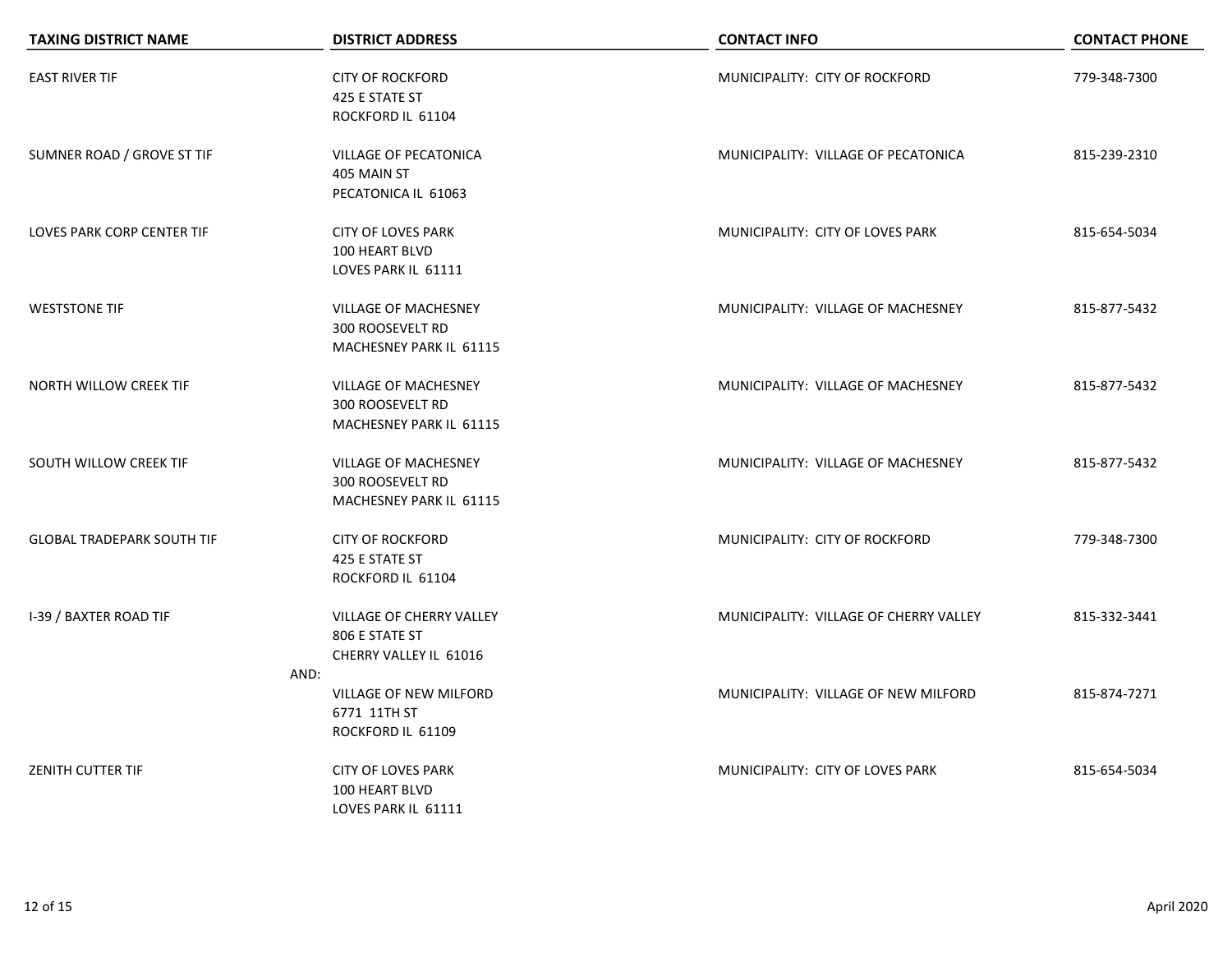| TAXING DISTRICT NAME | DISTRICT ADDRESS | CONTACT INFO | CONTACT PHONE |
|---|---|---|---|
| EAST RIVER TIF | CITY OF ROCKFORD<br>425 E STATE ST<br>ROCKFORD IL 61104 | MUNICIPALITY: CITY OF ROCKFORD | 779-348-7300 |
| SUMNER ROAD / GROVE ST TIF | VILLAGE OF PECATONICA<br>405 MAIN ST<br>PECATONICA IL 61063 | MUNICIPALITY: VILLAGE OF PECATONICA | 815-239-2310 |
| LOVES PARK CORP CENTER TIF | CITY OF LOVES PARK<br>100 HEART BLVD<br>LOVES PARK IL 61111 | MUNICIPALITY: CITY OF LOVES PARK | 815-654-5034 |
| WESTSTONE TIF | VILLAGE OF MACHESNEY<br>300 ROOSEVELT RD<br>MACHESNEY PARK IL 61115 | MUNICIPALITY: VILLAGE OF MACHESNEY | 815-877-5432 |
| NORTH WILLOW CREEK TIF | VILLAGE OF MACHESNEY<br>300 ROOSEVELT RD<br>MACHESNEY PARK IL 61115 | MUNICIPALITY: VILLAGE OF MACHESNEY | 815-877-5432 |
| SOUTH WILLOW CREEK TIF | VILLAGE OF MACHESNEY<br>300 ROOSEVELT RD<br>MACHESNEY PARK IL 61115 | MUNICIPALITY: VILLAGE OF MACHESNEY | 815-877-5432 |
| GLOBAL TRADEPARK SOUTH TIF | CITY OF ROCKFORD<br>425 E STATE ST<br>ROCKFORD IL 61104 | MUNICIPALITY: CITY OF ROCKFORD | 779-348-7300 |
| I-39 / BAXTER ROAD TIF | VILLAGE OF CHERRY VALLEY<br>806 E STATE ST<br>CHERRY VALLEY IL 61016 | MUNICIPALITY: VILLAGE OF CHERRY VALLEY | 815-332-3441 |
| | AND:<br>VILLAGE OF NEW MILFORD<br>6771 11TH ST<br>ROCKFORD IL 61109 | MUNICIPALITY: VILLAGE OF NEW MILFORD | 815-874-7271 |
| ZENITH CUTTER TIF | CITY OF LOVES PARK<br>100 HEART BLVD<br>LOVES PARK IL 61111 | MUNICIPALITY: CITY OF LOVES PARK | 815-654-5034 |

April 2020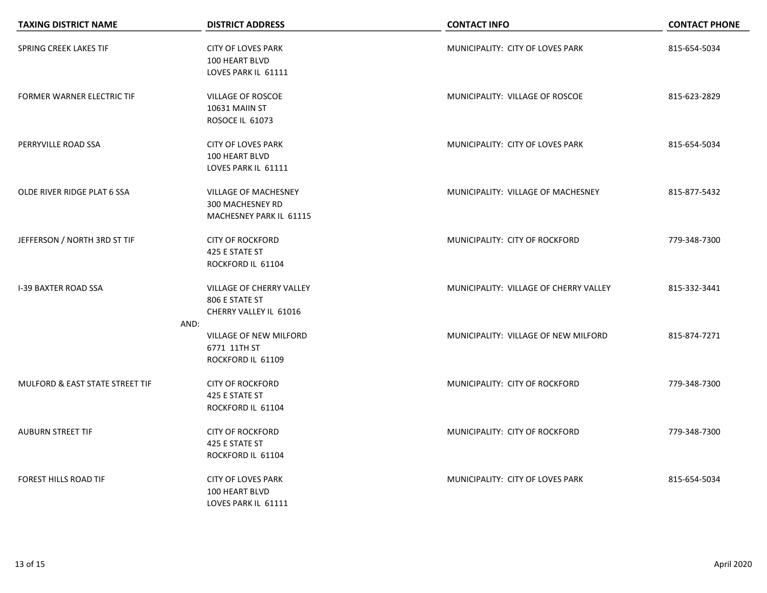| TAXING DISTRICT NAME | DISTRICT ADDRESS | CONTACT INFO | CONTACT PHONE |
|---|---|---|---|
| SPRING CREEK LAKES TIF | CITY OF LOVES PARK<br>100 HEART BLVD<br>LOVES PARK IL 61111 | MUNICIPALITY: CITY OF LOVES PARK | 815-654-5034 |
| FORMER WARNER ELECTRIC TIF | VILLAGE OF ROSCOE<br>10631 MAIIN ST<br>ROSOCE IL 61073 | MUNICIPALITY: VILLAGE OF ROSCOE | 815-623-2829 |
| PERRYVILLE ROAD SSA | CITY OF LOVES PARK<br>100 HEART BLVD<br>LOVES PARK IL 61111 | MUNICIPALITY: CITY OF LOVES PARK | 815-654-5034 |
| OLDE RIVER RIDGE PLAT 6 SSA | VILLAGE OF MACHESNEY<br>300 MACHESNEY RD<br>MACHESNEY PARK IL 61115 | MUNICIPALITY: VILLAGE OF MACHESNEY | 815-877-5432 |
| JEFFERSON / NORTH 3RD ST TIF | CITY OF ROCKFORD<br>425 E STATE ST<br>ROCKFORD IL 61104 | MUNICIPALITY: CITY OF ROCKFORD | 779-348-7300 |
| I-39 BAXTER ROAD SSA | VILLAGE OF CHERRY VALLEY<br>806 E STATE ST<br>CHERRY VALLEY IL 61016 | MUNICIPALITY: VILLAGE OF CHERRY VALLEY | 815-332-3441 |
| | AND:<br>VILLAGE OF NEW MILFORD<br>6771 11TH ST<br>ROCKFORD IL 61109 | MUNICIPALITY: VILLAGE OF NEW MILFORD | 815-874-7271 |
| MULFORD & EAST STATE STREET TIF | CITY OF ROCKFORD<br>425 E STATE ST<br>ROCKFORD IL 61104 | MUNICIPALITY: CITY OF ROCKFORD | 779-348-7300 |
| AUBURN STREET TIF | CITY OF ROCKFORD<br>425 E STATE ST<br>ROCKFORD IL 61104 | MUNICIPALITY: CITY OF ROCKFORD | 779-348-7300 |
| FOREST HILLS ROAD TIF | CITY OF LOVES PARK<br>100 HEART BLVD<br>LOVES PARK IL 61111 | MUNICIPALITY: CITY OF LOVES PARK | 815-654-5034 |

April 2020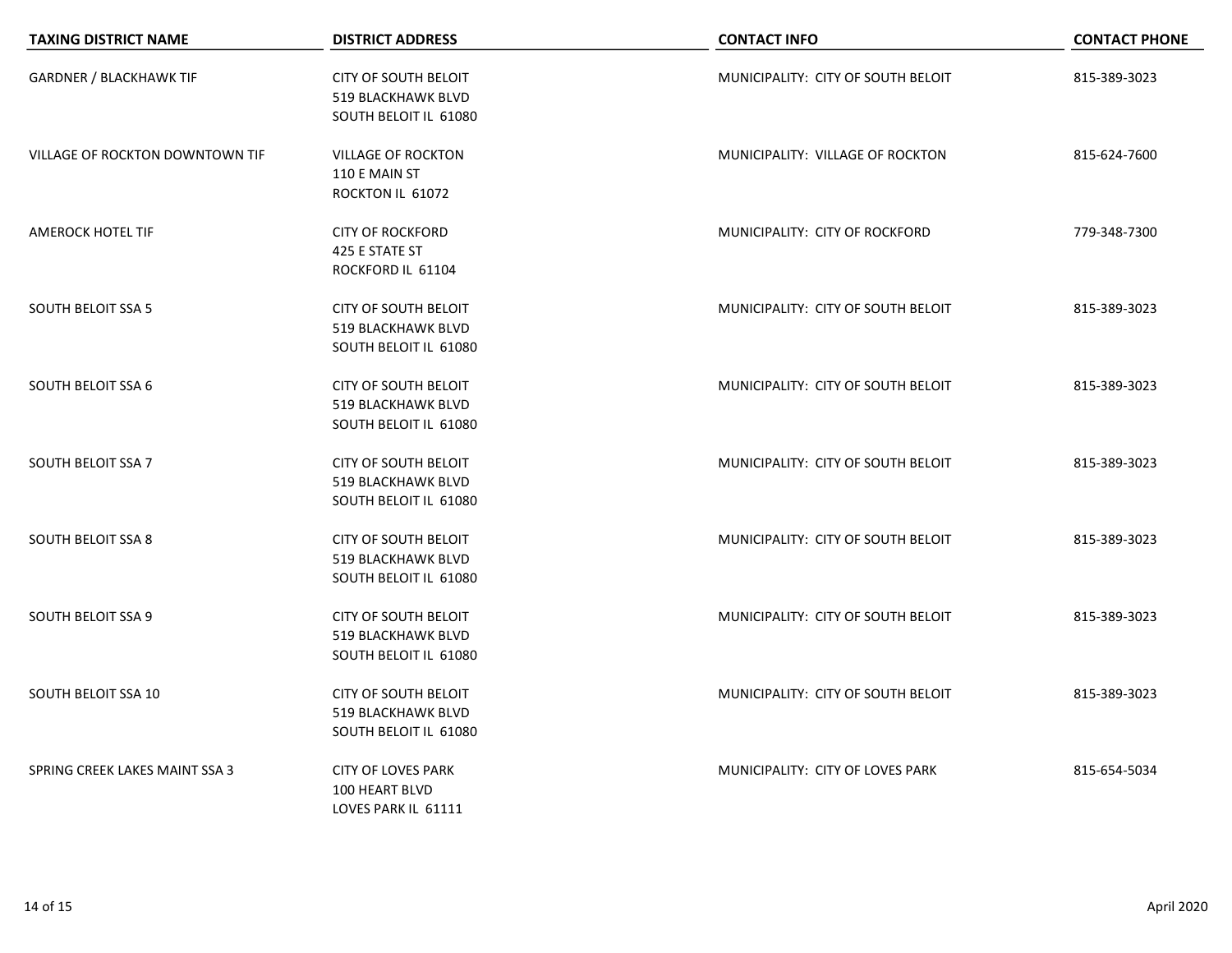| TAXING DISTRICT NAME | DISTRICT ADDRESS | CONTACT INFO | CONTACT PHONE |
|---|---|---|---|
| GARDNER / BLACKHAWK TIF | CITY OF SOUTH BELOIT<br>519 BLACKHAWK BLVD<br>SOUTH BELOIT IL 61080 | MUNICIPALITY: CITY OF SOUTH BELOIT | 815-389-3023 |
| VILLAGE OF ROCKTON DOWNTOWN TIF | VILLAGE OF ROCKTON<br>110 E MAIN ST<br>ROCKTON IL 61072 | MUNICIPALITY: VILLAGE OF ROCKTON | 815-624-7600 |
| AMEROCK HOTEL TIF | CITY OF ROCKFORD<br>425 E STATE ST<br>ROCKFORD IL 61104 | MUNICIPALITY: CITY OF ROCKFORD | 779-348-7300 |
| SOUTH BELOIT SSA 5 | CITY OF SOUTH BELOIT<br>519 BLACKHAWK BLVD<br>SOUTH BELOIT IL 61080 | MUNICIPALITY: CITY OF SOUTH BELOIT | 815-389-3023 |
| SOUTH BELOIT SSA 6 | CITY OF SOUTH BELOIT<br>519 BLACKHAWK BLVD<br>SOUTH BELOIT IL 61080 | MUNICIPALITY: CITY OF SOUTH BELOIT | 815-389-3023 |
| SOUTH BELOIT SSA 7 | CITY OF SOUTH BELOIT<br>519 BLACKHAWK BLVD<br>SOUTH BELOIT IL 61080 | MUNICIPALITY: CITY OF SOUTH BELOIT | 815-389-3023 |
| SOUTH BELOIT SSA 8 | CITY OF SOUTH BELOIT<br>519 BLACKHAWK BLVD<br>SOUTH BELOIT IL 61080 | MUNICIPALITY: CITY OF SOUTH BELOIT | 815-389-3023 |
| SOUTH BELOIT SSA 9 | CITY OF SOUTH BELOIT<br>519 BLACKHAWK BLVD<br>SOUTH BELOIT IL 61080 | MUNICIPALITY: CITY OF SOUTH BELOIT | 815-389-3023 |
| SOUTH BELOIT SSA 10 | CITY OF SOUTH BELOIT<br>519 BLACKHAWK BLVD<br>SOUTH BELOIT IL 61080 | MUNICIPALITY: CITY OF SOUTH BELOIT | 815-389-3023 |
| SPRING CREEK LAKES MAINT SSA 3 | CITY OF LOVES PARK<br>100 HEART BLVD<br>LOVES PARK IL 61111 | MUNICIPALITY: CITY OF LOVES PARK | 815-654-5034 |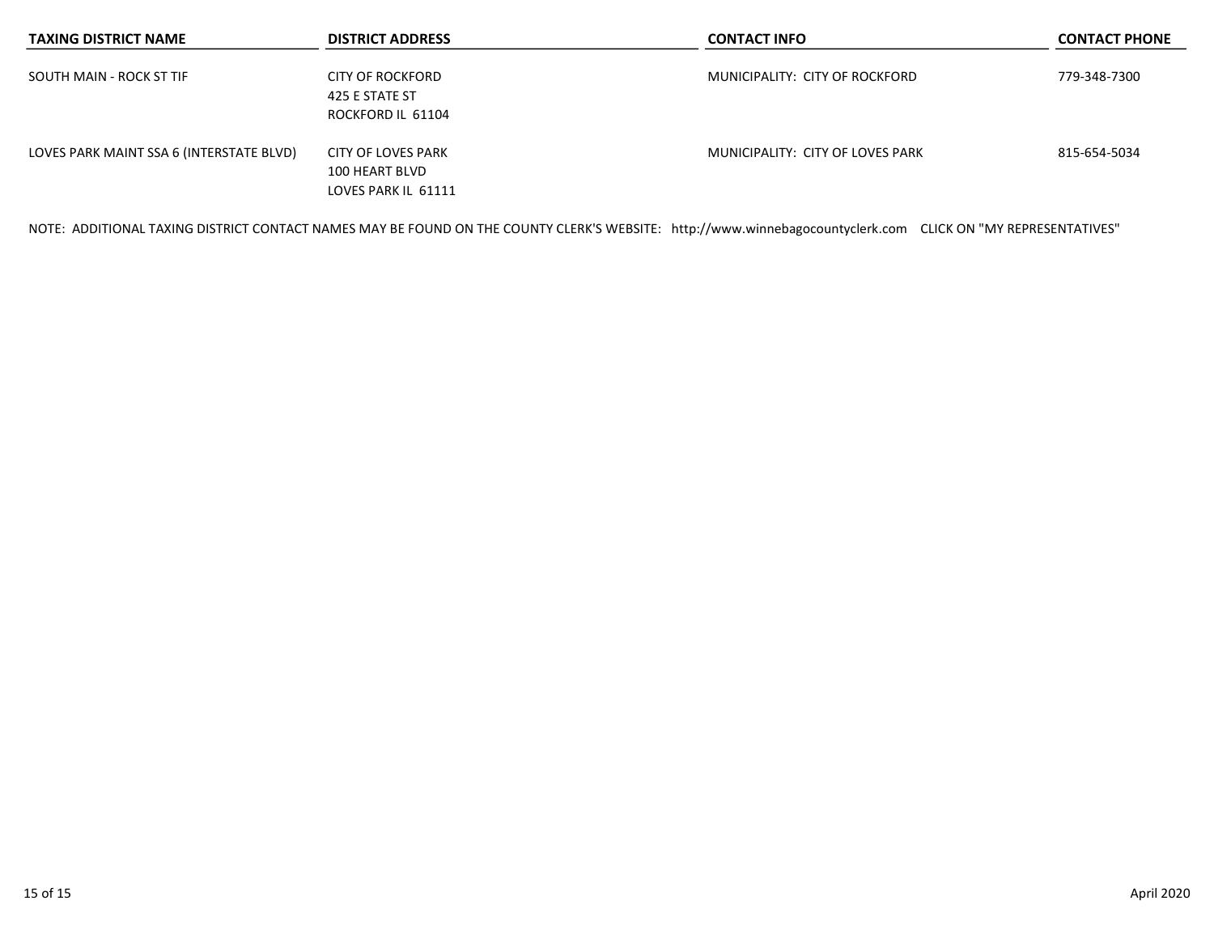| TAXING DISTRICT NAME | DISTRICT ADDRESS | CONTACT INFO | CONTACT PHONE |
| --- | --- | --- | --- |
| SOUTH MAIN - ROCK ST TIF | CITY OF ROCKFORD<br>425 E STATE ST<br>ROCKFORD IL 61104 | MUNICIPALITY: CITY OF ROCKFORD | 779-348-7300 |
| LOVES PARK MAINT SSA 6 (INTERSTATE BLVD) | CITY OF LOVES PARK<br>100 HEART BLVD<br>LOVES PARK IL 61111 | MUNICIPALITY: CITY OF LOVES PARK | 815-654-5034 |

NOTE: ADDITIONAL TAXING DISTRICT CONTACT NAMES MAY BE FOUND ON THE COUNTY CLERK'S WEBSITE: http://www.winnebagocountyclerk.com CLICK ON "MY REPRESENTATIVES"

April 2020